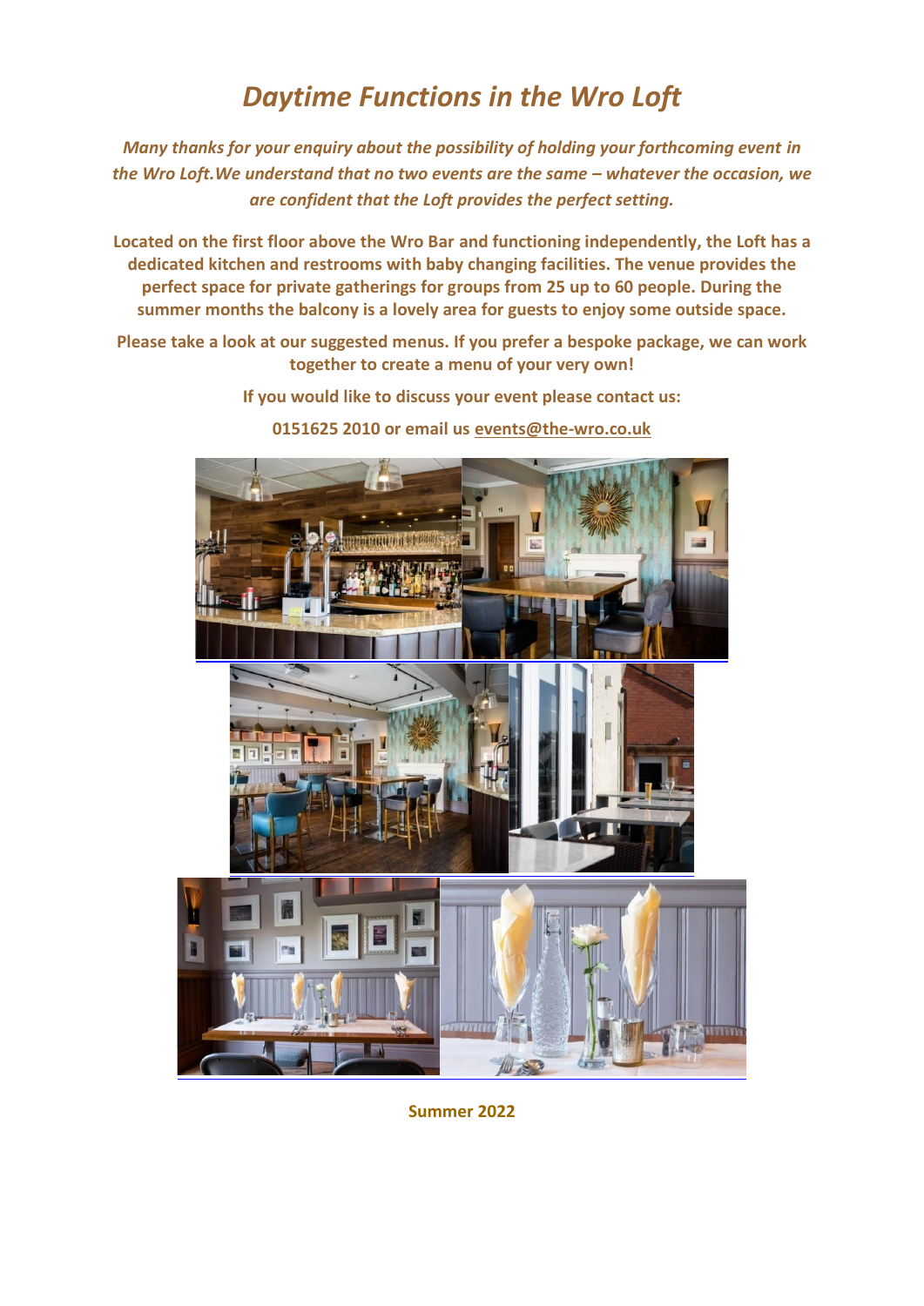# *Daytime Functions in the Wro Loft*

***Many thanks for your enquiry about the possibility of holding your forthcoming event in the Wro Loft.We understand that no two events are the same – whatever the occasion, we are confident that the Loft provides the perfect setting.***

**Located on the first floor above the Wro Bar and functioning independently, the Loft has a dedicated kitchen and restrooms with baby changing facilities. The venue provides the perfect space for private gatherings for groups from 25 up to 60 people. During the summer months the balcony is a lovely area for guests to enjoy some outside space.**

**Please take a look at our suggested menus. If you prefer a bespoke package, we can work together to create a menu of your very own!**

**If you would like to discuss your event please contact us:**

**0151625 2010 or email us events@the-wro.co.uk**

**Summer 2022**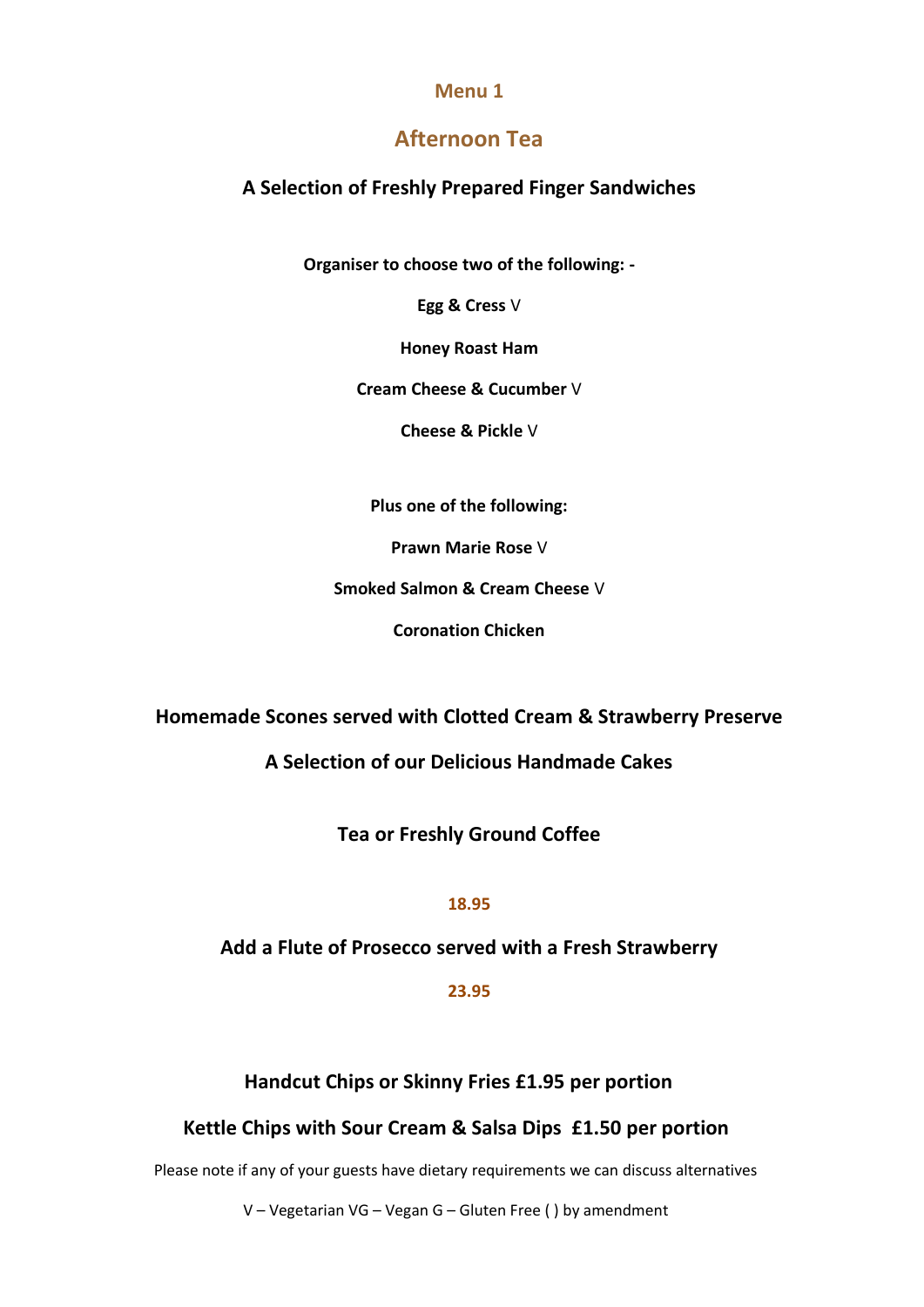## Menu 1

# Afternoon Tea

### A Selection of Freshly Prepared Finger Sandwiches

**Organiser to choose two of the following: -**

**Egg & Cress** V

**Honey Roast Ham**

**Cream Cheese & Cucumber** V

**Cheese & Pickle** V

**Plus one of the following:**

**Prawn Marie Rose** V

**Smoked Salmon & Cream Cheese** V

**Coronation Chicken**

**Homemade Scones served with Clotted Cream & Strawberry Preserve**

**A Selection of our Delicious Handmade Cakes**

**Tea or Freshly Ground Coffee**

**18.95**

**Add a Flute of Prosecco served with a Fresh Strawberry**

**23.95**

**Handcut Chips or Skinny Fries £1.95 per portion**

**Kettle Chips with Sour Cream & Salsa Dips £1.50 per portion**

Please note if any of your guests have dietary requirements we can discuss alternatives

V – Vegetarian VG – Vegan G – Gluten Free ( ) by amendment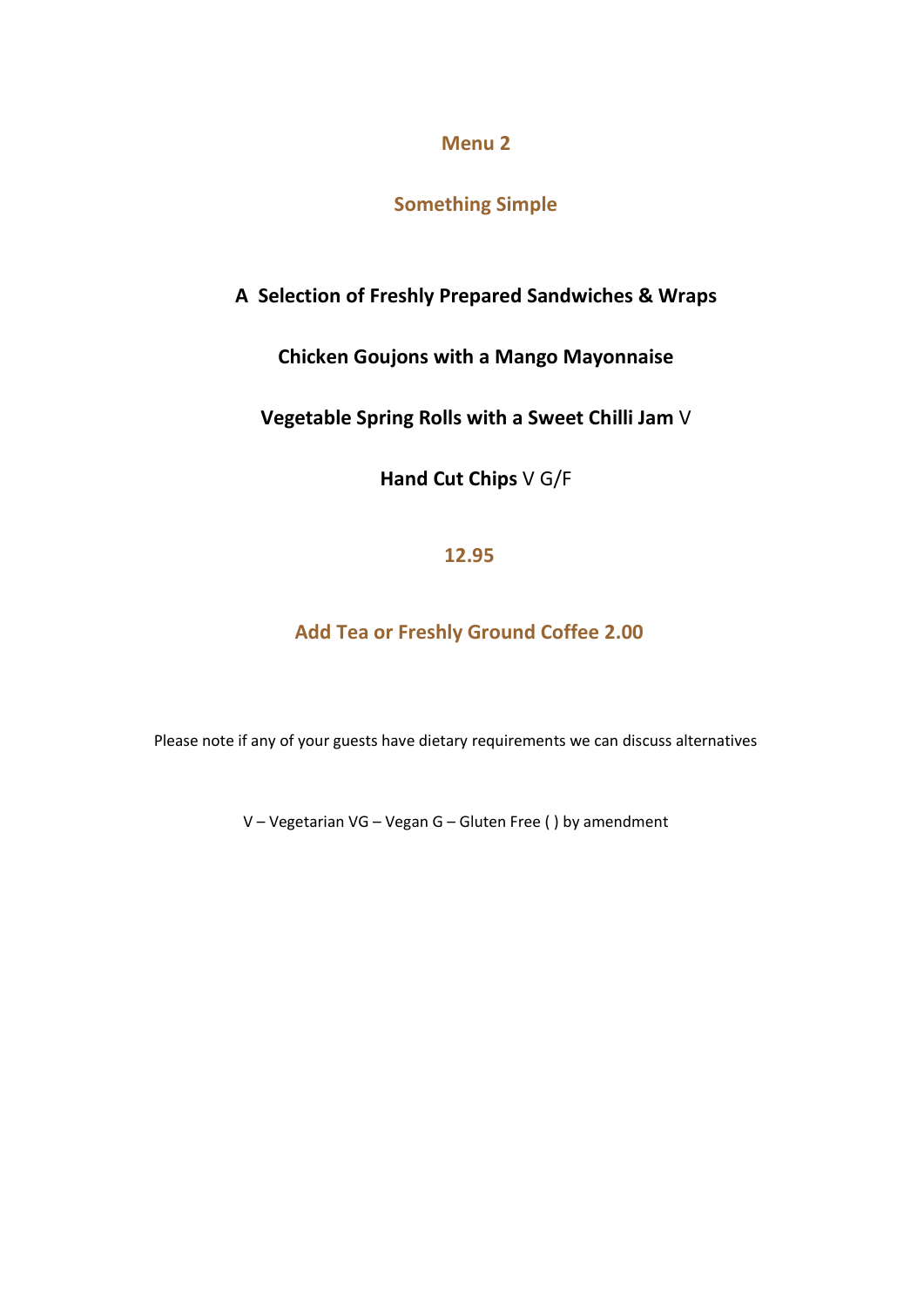# Menu 2

## Something Simple

**A Selection of Freshly Prepared Sandwiches & Wraps**

**Chicken Goujons with a Mango Mayonnaise**

**Vegetable Spring Rolls with a Sweet Chilli Jam** V

**Hand Cut Chips** V G/F

**12.95**

**Add Tea or Freshly Ground Coffee 2.00**

Please note if any of your guests have dietary requirements we can discuss alternatives

V – Vegetarian VG – Vegan G – Gluten Free ( ) by amendment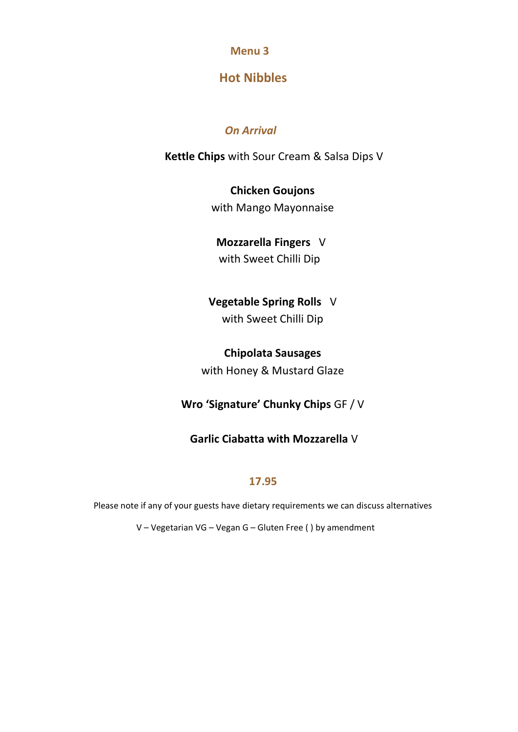## Menu 3

## Hot Nibbles

### *On Arrival*

**Kettle Chips** with Sour Cream & Salsa Dips V

**Chicken Goujons**
with Mango Mayonnaise

**Mozzarella Fingers** V
with Sweet Chilli Dip

**Vegetable Spring Rolls** V
with Sweet Chilli Dip

**Chipolata Sausages**
with Honey & Mustard Glaze

**Wro 'Signature' Chunky Chips** GF / V

**Garlic Ciabatta with Mozzarella** V

**17.95**

Please note if any of your guests have dietary requirements we can discuss alternatives

V – Vegetarian VG – Vegan G – Gluten Free ( ) by amendment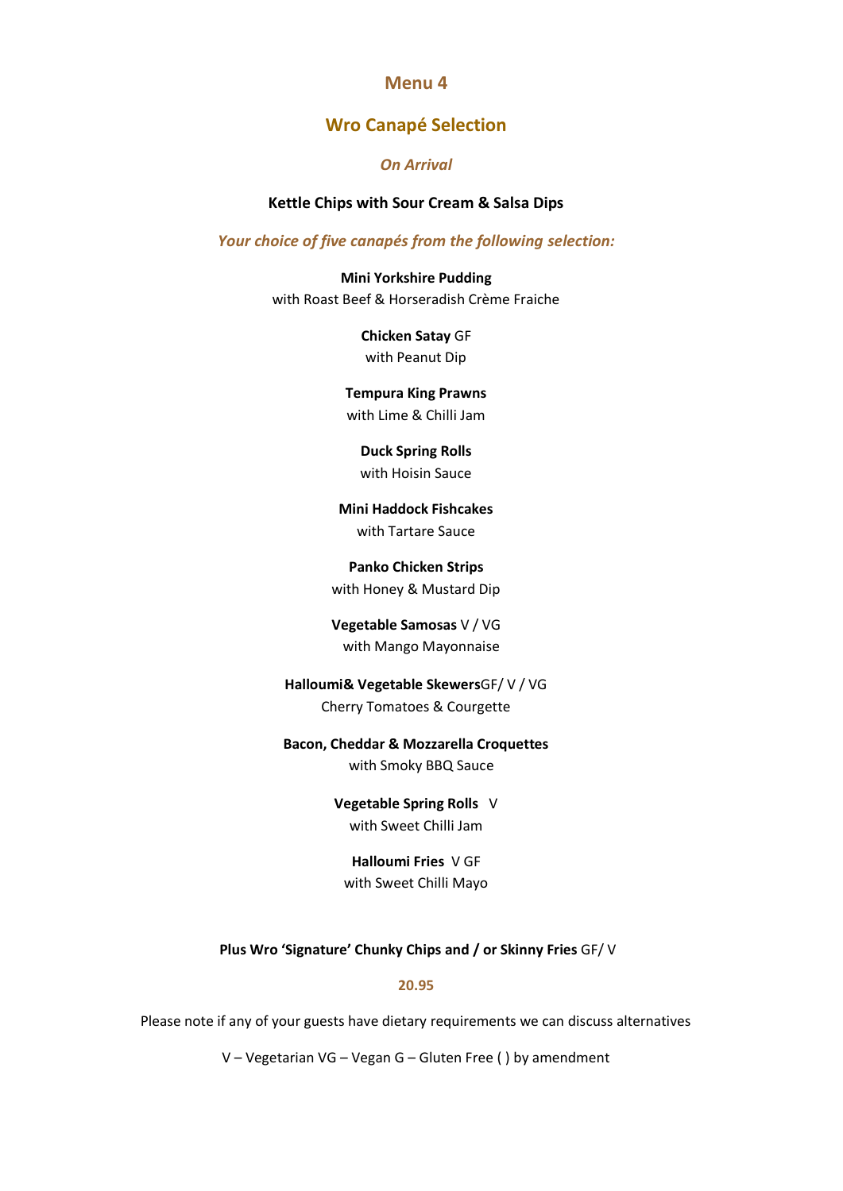# Menu 4

## Wro Canapé Selection

*On Arrival*

**Kettle Chips with Sour Cream & Salsa Dips**

*Your choice of five canapés from the following selection:*

**Mini Yorkshire Pudding**
with Roast Beef & Horseradish Crème Fraiche

**Chicken Satay** GF
with Peanut Dip

**Tempura King Prawns**
with Lime & Chilli Jam

**Duck Spring Rolls**
with Hoisin Sauce

**Mini Haddock Fishcakes**
with Tartare Sauce

**Panko Chicken Strips**
with Honey & Mustard Dip

**Vegetable Samosas** V / VG
with Mango Mayonnaise

**Halloumi& Vegetable Skewers**GF/ V / VG
Cherry Tomatoes & Courgette

**Bacon, Cheddar & Mozzarella Croquettes**
with Smoky BBQ Sauce

**Vegetable Spring Rolls** V
with Sweet Chilli Jam

**Halloumi Fries** V GF
with Sweet Chilli Mayo

**Plus Wro 'Signature' Chunky Chips and / or Skinny Fries** GF/ V

**20.95**

Please note if any of your guests have dietary requirements we can discuss alternatives

V – Vegetarian VG – Vegan G – Gluten Free ( ) by amendment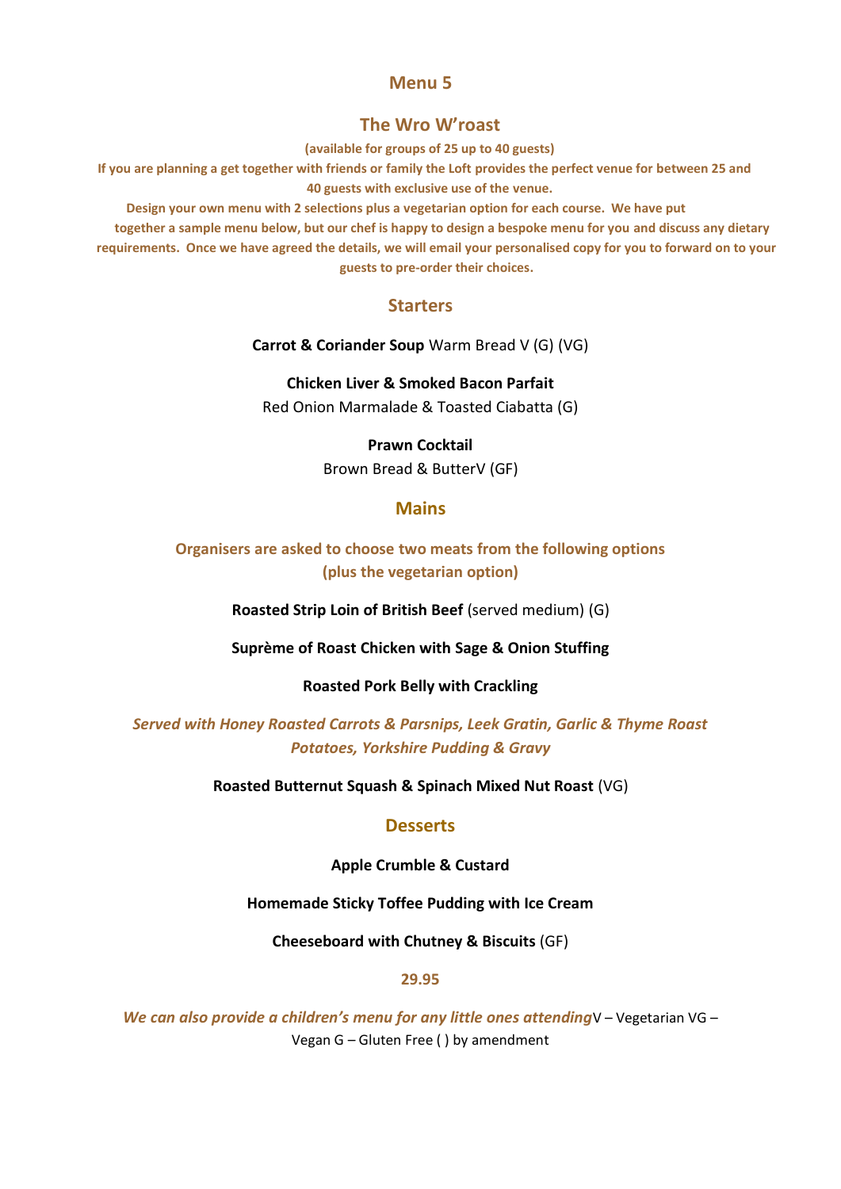# Menu 5

## The Wro W'roast

**(available for groups of 25 up to 40 guests)**

**If you are planning a get together with friends or family the Loft provides the perfect venue for between 25 and 40 guests with exclusive use of the venue.**

**Design your own menu with 2 selections plus a vegetarian option for each course. We have put together a sample menu below, but our chef is happy to design a bespoke menu for you and discuss any dietary requirements. Once we have agreed the details, we will email your personalised copy for you to forward on to your guests to pre-order their choices.**

## Starters

**Carrot & Coriander Soup** Warm Bread V (G) (VG)

**Chicken Liver & Smoked Bacon Parfait**
Red Onion Marmalade & Toasted Ciabatta (G)

**Prawn Cocktail**
Brown Bread & ButterV (GF)

## Mains

**Organisers are asked to choose two meats from the following options (plus the vegetarian option)**

**Roasted Strip Loin of British Beef** (served medium) (G)

**Suprème of Roast Chicken with Sage & Onion Stuffing**

**Roasted Pork Belly with Crackling**

***Served with Honey Roasted Carrots & Parsnips, Leek Gratin, Garlic & Thyme Roast Potatoes, Yorkshire Pudding & Gravy***

**Roasted Butternut Squash & Spinach Mixed Nut Roast** (VG)

## Desserts

**Apple Crumble & Custard**

**Homemade Sticky Toffee Pudding with Ice Cream**

**Cheeseboard with Chutney & Biscuits** (GF)

**29.95**

***We can also provide a children's menu for any little ones attending***V – Vegetarian VG – Vegan G – Gluten Free ( ) by amendment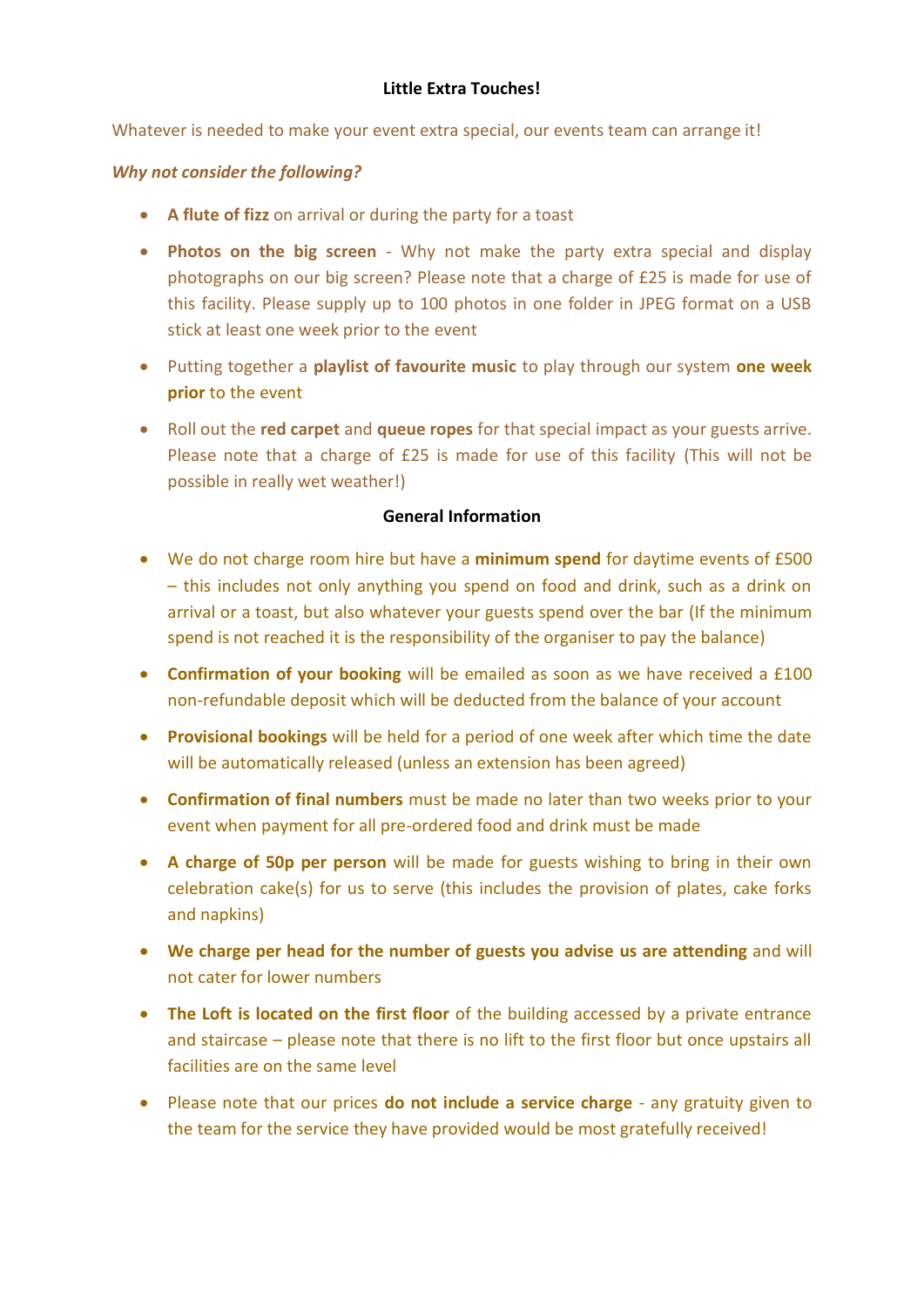## Little Extra Touches!

Whatever is needed to make your event extra special, our events team can arrange it!

***Why not consider the following?***

- **A flute of fizz** on arrival or during the party for a toast
- **Photos on the big screen** - Why not make the party extra special and display photographs on our big screen? Please note that a charge of £25 is made for use of this facility. Please supply up to 100 photos in one folder in JPEG format on a USB stick at least one week prior to the event
- Putting together a **playlist of favourite music** to play through our system **one week prior** to the event
- Roll out the **red carpet** and **queue ropes** for that special impact as your guests arrive. Please note that a charge of £25 is made for use of this facility (This will not be possible in really wet weather!)

## General Information

- We do not charge room hire but have a **minimum spend** for daytime events of £500 – this includes not only anything you spend on food and drink, such as a drink on arrival or a toast, but also whatever your guests spend over the bar (If the minimum spend is not reached it is the responsibility of the organiser to pay the balance)
- **Confirmation of your booking** will be emailed as soon as we have received a £100 non-refundable deposit which will be deducted from the balance of your account
- **Provisional bookings** will be held for a period of one week after which time the date will be automatically released (unless an extension has been agreed)
- **Confirmation of final numbers** must be made no later than two weeks prior to your event when payment for all pre-ordered food and drink must be made
- **A charge of 50p per person** will be made for guests wishing to bring in their own celebration cake(s) for us to serve (this includes the provision of plates, cake forks and napkins)
- **We charge per head for the number of guests you advise us are attending** and will not cater for lower numbers
- **The Loft is located on the first floor** of the building accessed by a private entrance and staircase – please note that there is no lift to the first floor but once upstairs all facilities are on the same level
- Please note that our prices **do not include a service charge** - any gratuity given to the team for the service they have provided would be most gratefully received!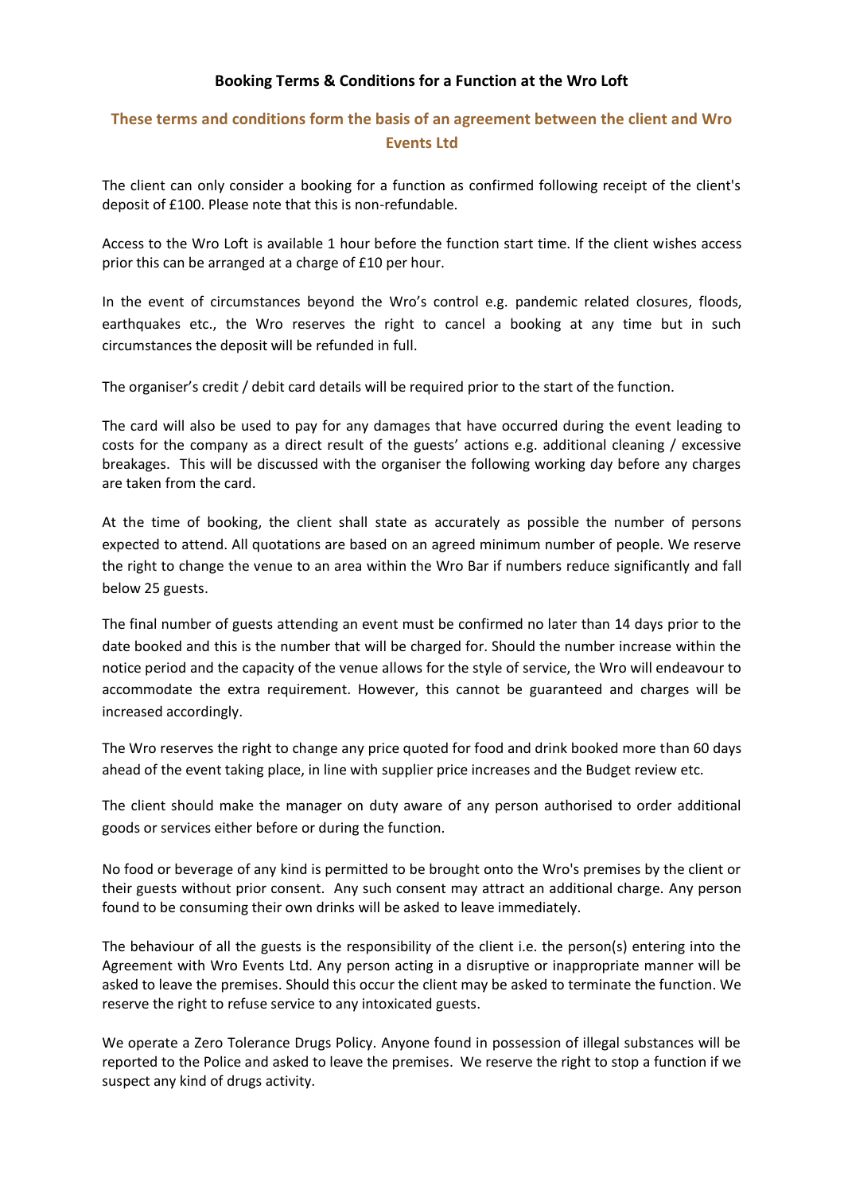**Booking Terms & Conditions for a Function at the Wro Loft**

## These terms and conditions form the basis of an agreement between the client and Wro Events Ltd

The client can only consider a booking for a function as confirmed following receipt of the client's deposit of £100. Please note that this is non-refundable.

Access to the Wro Loft is available 1 hour before the function start time. If the client wishes access prior this can be arranged at a charge of £10 per hour.

In the event of circumstances beyond the Wro's control e.g. pandemic related closures, floods, earthquakes etc., the Wro reserves the right to cancel a booking at any time but in such circumstances the deposit will be refunded in full.

The organiser's credit / debit card details will be required prior to the start of the function.

The card will also be used to pay for any damages that have occurred during the event leading to costs for the company as a direct result of the guests' actions e.g. additional cleaning / excessive breakages. This will be discussed with the organiser the following working day before any charges are taken from the card.

At the time of booking, the client shall state as accurately as possible the number of persons expected to attend. All quotations are based on an agreed minimum number of people. We reserve the right to change the venue to an area within the Wro Bar if numbers reduce significantly and fall below 25 guests.

The final number of guests attending an event must be confirmed no later than 14 days prior to the date booked and this is the number that will be charged for. Should the number increase within the notice period and the capacity of the venue allows for the style of service, the Wro will endeavour to accommodate the extra requirement. However, this cannot be guaranteed and charges will be increased accordingly.

The Wro reserves the right to change any price quoted for food and drink booked more than 60 days ahead of the event taking place, in line with supplier price increases and the Budget review etc.

The client should make the manager on duty aware of any person authorised to order additional goods or services either before or during the function.

No food or beverage of any kind is permitted to be brought onto the Wro's premises by the client or their guests without prior consent. Any such consent may attract an additional charge. Any person found to be consuming their own drinks will be asked to leave immediately.

The behaviour of all the guests is the responsibility of the client i.e. the person(s) entering into the Agreement with Wro Events Ltd. Any person acting in a disruptive or inappropriate manner will be asked to leave the premises. Should this occur the client may be asked to terminate the function. We reserve the right to refuse service to any intoxicated guests.

We operate a Zero Tolerance Drugs Policy. Anyone found in possession of illegal substances will be reported to the Police and asked to leave the premises. We reserve the right to stop a function if we suspect any kind of drugs activity.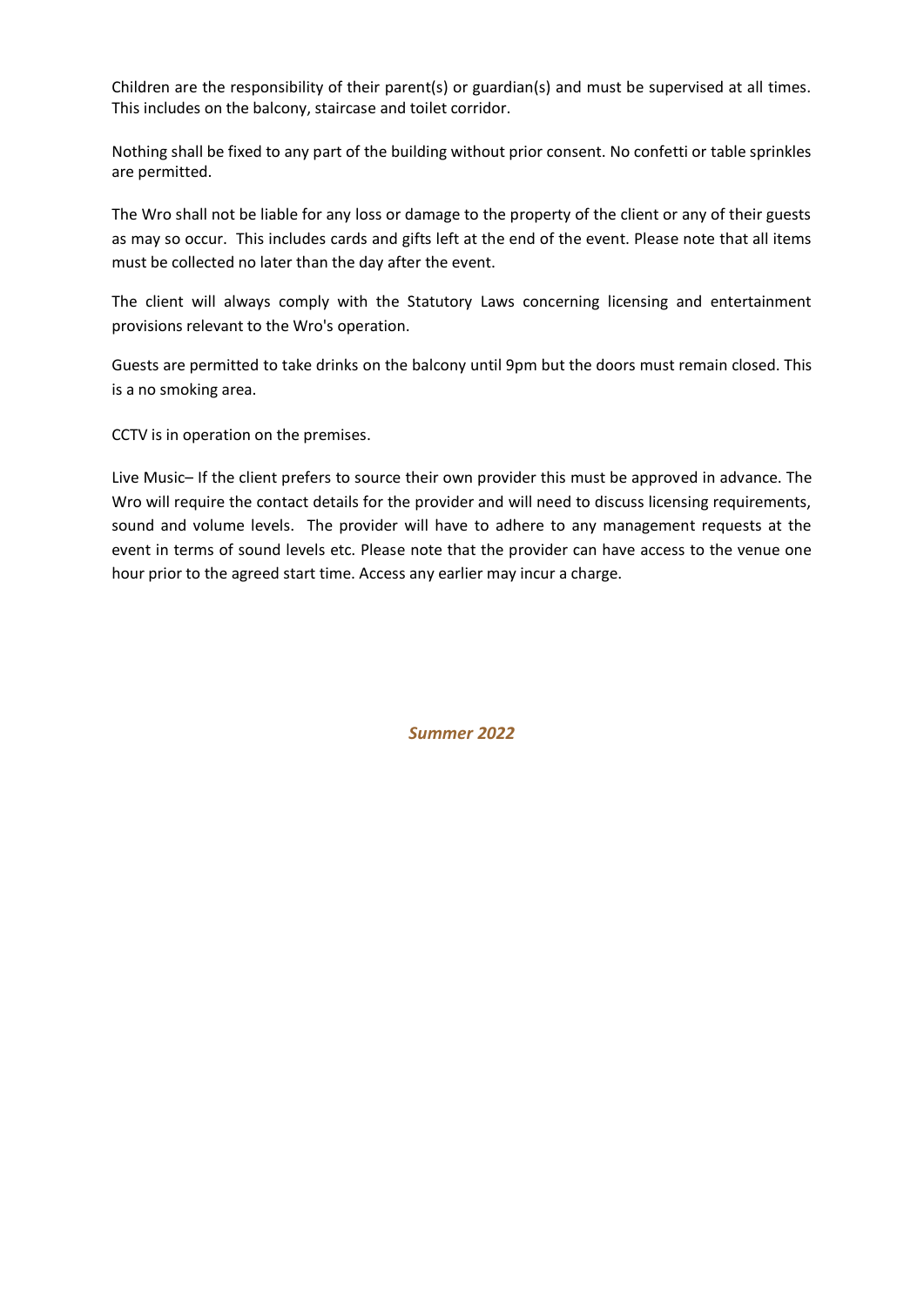Children are the responsibility of their parent(s) or guardian(s) and must be supervised at all times. This includes on the balcony, staircase and toilet corridor.

Nothing shall be fixed to any part of the building without prior consent. No confetti or table sprinkles are permitted.

The Wro shall not be liable for any loss or damage to the property of the client or any of their guests as may so occur. This includes cards and gifts left at the end of the event. Please note that all items must be collected no later than the day after the event.

The client will always comply with the Statutory Laws concerning licensing and entertainment provisions relevant to the Wro's operation.

Guests are permitted to take drinks on the balcony until 9pm but the doors must remain closed. This is a no smoking area.

CCTV is in operation on the premises.

Live Music– If the client prefers to source their own provider this must be approved in advance. The Wro will require the contact details for the provider and will need to discuss licensing requirements, sound and volume levels. The provider will have to adhere to any management requests at the event in terms of sound levels etc. Please note that the provider can have access to the venue one hour prior to the agreed start time. Access any earlier may incur a charge.

***Summer 2022***